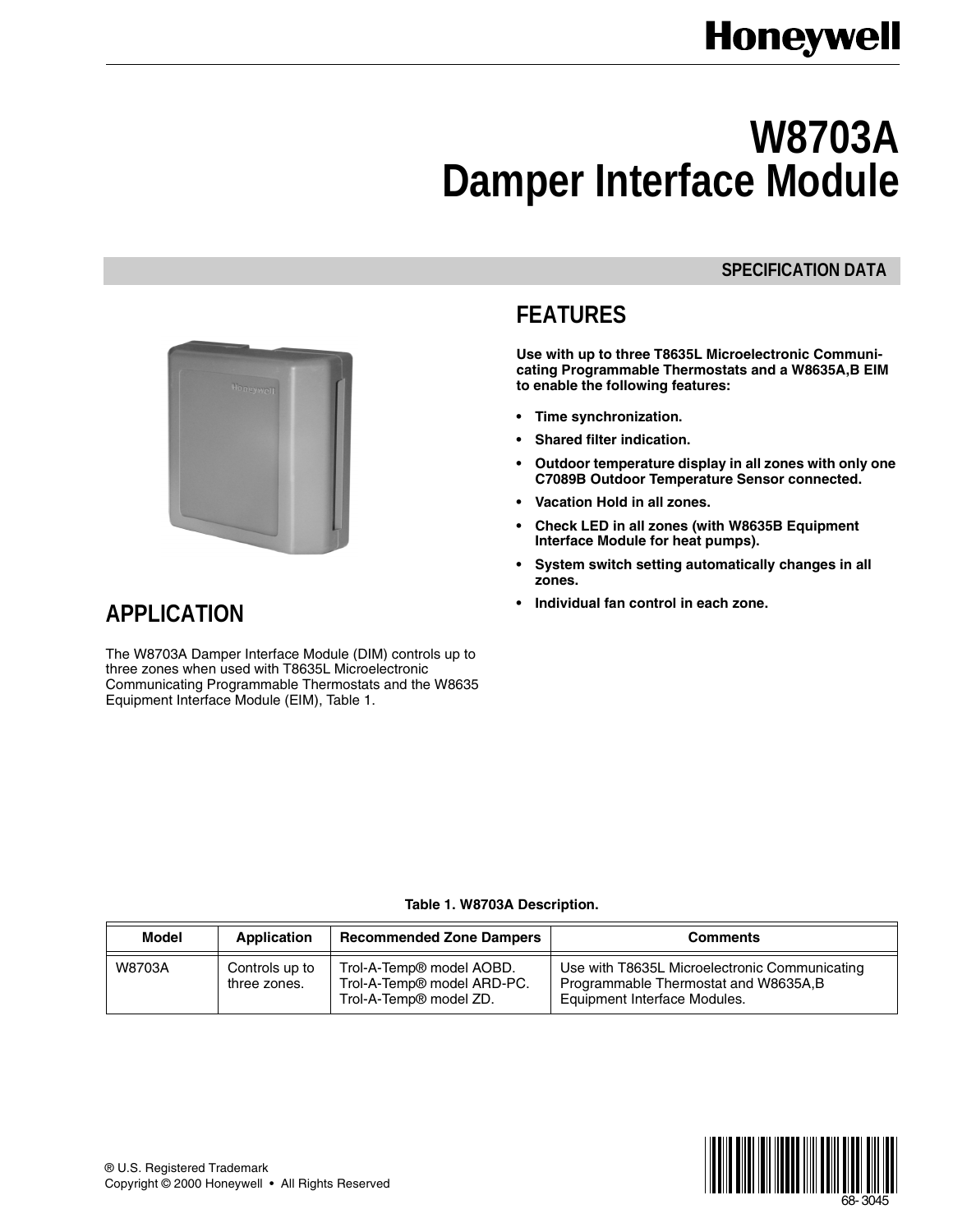# W8703A Damper Interface Module

SPECIFICATION DATA

## APPLICATION

The W8703A Damper Interface Module (DIM) controls up to three zones when used with T8635L Microelectronic Communicating Programmable Thermostats and the W8635 Equipment Interface Module (EIM), Table 1.

## FEATURES

**Use with up to three T8635L Microelectronic Communicating Programmable Thermostats and a W8635A,B EIM to enable the following features:**

- **Time synchronization.**
- **Shared filter indication.**
- **Outdoor temperature display in all zones with only one C7089B Outdoor Temperature Sensor connected.**
- **Vacation Hold in all zones.**
- **Check LED in all zones (with W8635B Equipment Interface Module for heat pumps).**
- **System switch setting automatically changes in all zones.**
- **Individual fan control in each zone.**

**Table 1. W8703A Description.**

| Model | Application | Recommended Zone Dampers | Comments |
|---|---|---|---|
| W8703A | Controls up to three zones. | Trol-A-Temp® model AOBD.<br>Trol-A-Temp® model ARD-PC.<br>Trol-A-Temp® model ZD. | Use with T8635L Microelectronic Communicating Programmable Thermostat and W8635A,B Equipment Interface Modules. |

® U.S. Registered Trademark
Copyright © 2000 Honeywell • All Rights Reserved

68-3045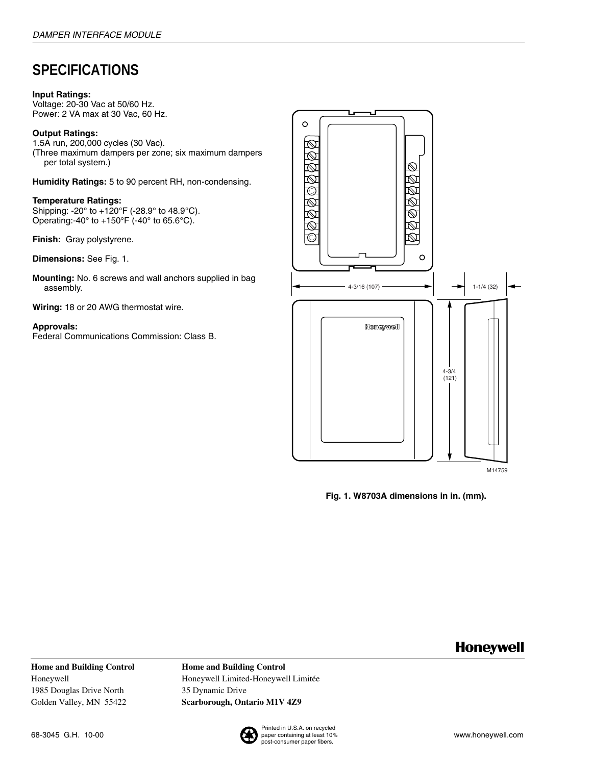# SPECIFICATIONS

**Input Ratings:**
Voltage: 20-30 Vac at 50/60 Hz.
Power: 2 VA max at 30 Vac, 60 Hz.

**Output Ratings:**
1.5A run, 200,000 cycles (30 Vac).
(Three maximum dampers per zone; six maximum dampers per total system.)

**Humidity Ratings:** 5 to 90 percent RH, non-condensing.

**Temperature Ratings:**
Shipping: -20° to +120°F (-28.9° to 48.9°C).
Operating:-40° to +150°F (-40° to 65.6°C).

**Finish:** Gray polystyrene.

**Dimensions:** See Fig. 1.

**Mounting:** No. 6 screws and wall anchors supplied in bag assembly.

**Wiring:** 18 or 20 AWG thermostat wire.

**Approvals:**
Federal Communications Commission: Class B.

4-3/16 (107)
1-1/4 (32)
4-3/4 (121)
M14759

**Fig. 1. W8703A dimensions in in. (mm).**

**Home and Building Control**
Honeywell
1985 Douglas Drive North
Golden Valley, MN 55422

**Home and Building Control**
Honeywell Limited-Honeywell Limitée
35 Dynamic Drive
**Scarborough, Ontario M1V 4Z9**

68-3045 G.H. 10-00

Printed in U.S.A. on recycled paper containing at least 10% post-consumer paper fibers.

www.honeywell.com